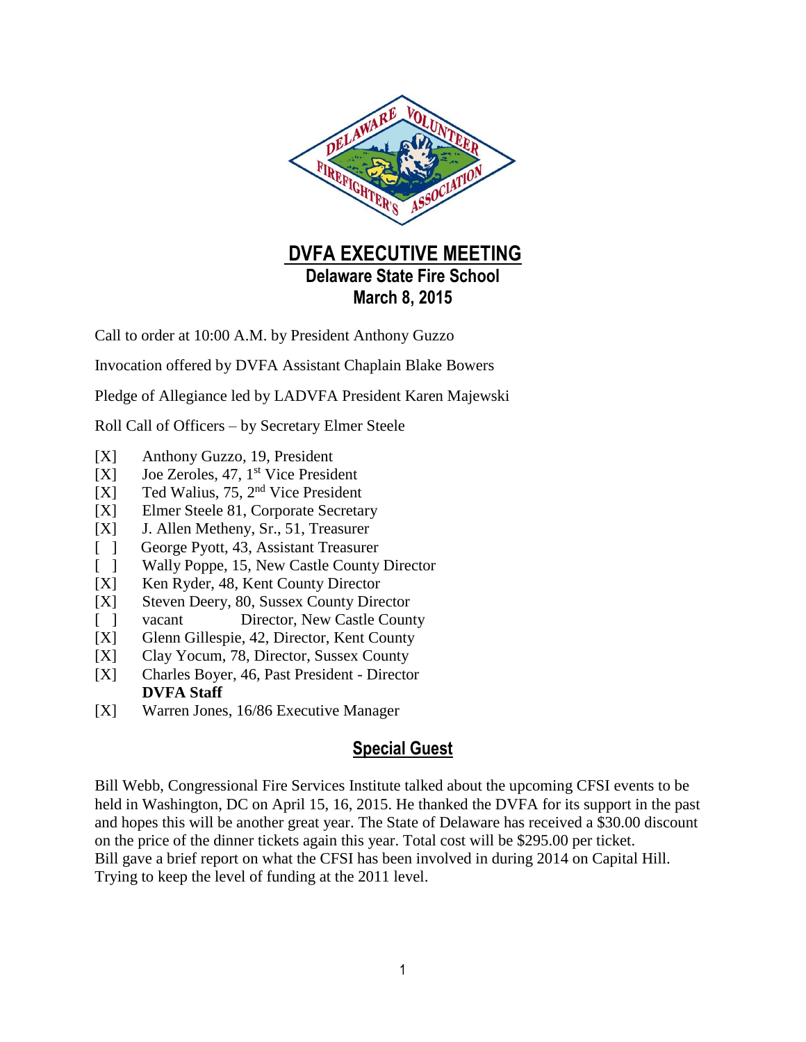# DVFA EXECUTIVE MEETING

## Delaware State Fire School

## March 8, 2015

Call to order at 10:00 A.M. by President Anthony Guzzo

Invocation offered by DVFA Assistant Chaplain Blake Bowers

Pledge of Allegiance led by LADVFA President Karen Majewski

Roll Call of Officers – by Secretary Elmer Steele

- [X] Anthony Guzzo, 19, President
- [X] Joe Zeroles, 47, 1st Vice President
- [X] Ted Walius, 75, 2nd Vice President
- [X] Elmer Steele 81, Corporate Secretary
- [X] J. Allen Metheny, Sr., 51, Treasurer
- [ ] George Pyott, 43, Assistant Treasurer
- [ ] Wally Poppe, 15, New Castle County Director
- [X] Ken Ryder, 48, Kent County Director
- [X] Steven Deery, 80, Sussex County Director
- [ ] vacant Director, New Castle County
- [X] Glenn Gillespie, 42, Director, Kent County
- [X] Clay Yocum, 78, Director, Sussex County
- [X] Charles Boyer, 46, Past President - Director

**DVFA Staff**

- [X] Warren Jones, 16/86 Executive Manager

## Special Guest

Bill Webb, Congressional Fire Services Institute talked about the upcoming CFSI events to be held in Washington, DC on April 15, 16, 2015. He thanked the DVFA for its support in the past and hopes this will be another great year. The State of Delaware has received a $30.00 discount on the price of the dinner tickets again this year. Total cost will be $295.00 per ticket. Bill gave a brief report on what the CFSI has been involved in during 2014 on Capital Hill. Trying to keep the level of funding at the 2011 level.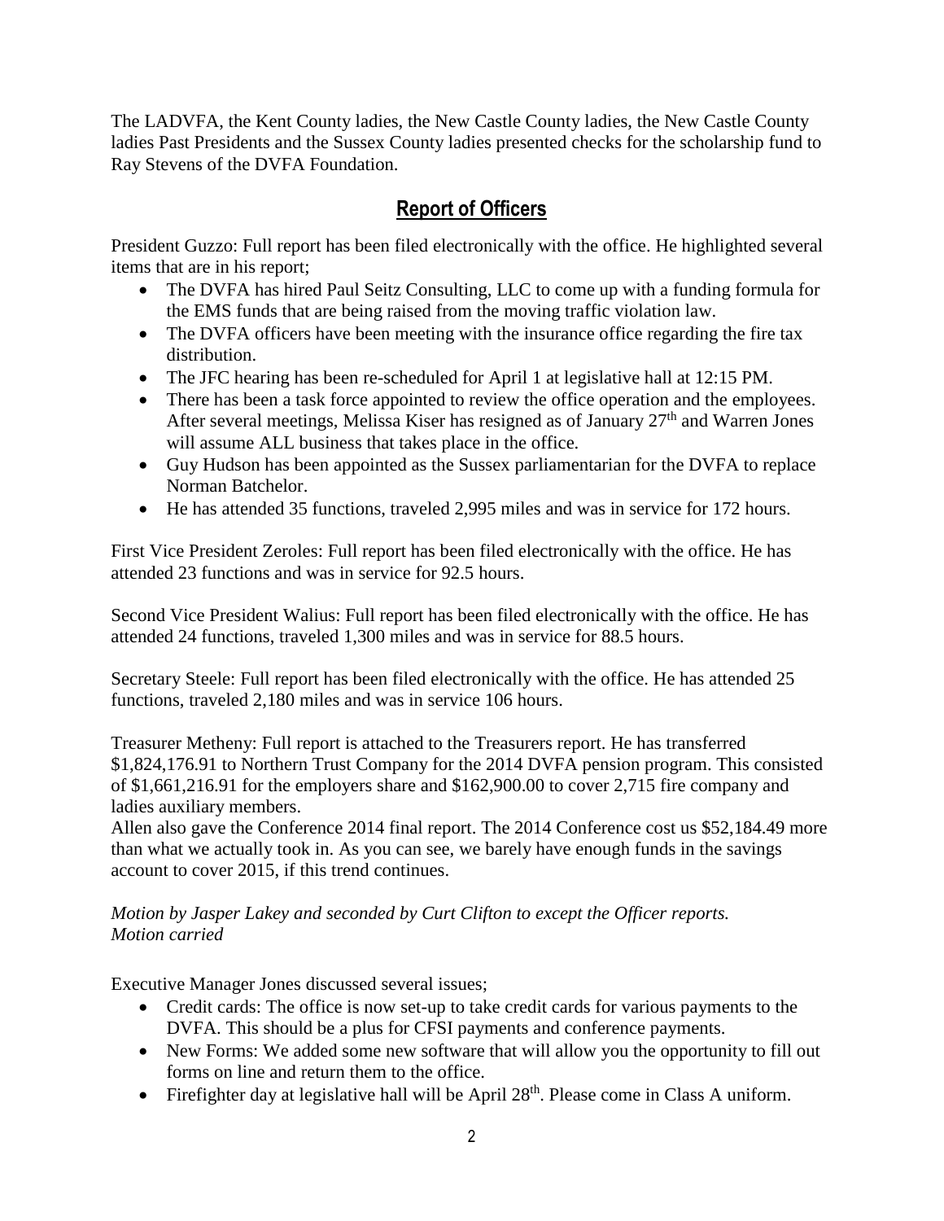The LADVFA, the Kent County ladies, the New Castle County ladies, the New Castle County ladies Past Presidents and the Sussex County ladies presented checks for the scholarship fund to Ray Stevens of the DVFA Foundation.

## Report of Officers

President Guzzo: Full report has been filed electronically with the office. He highlighted several items that are in his report;

- The DVFA has hired Paul Seitz Consulting, LLC to come up with a funding formula for the EMS funds that are being raised from the moving traffic violation law.
- The DVFA officers have been meeting with the insurance office regarding the fire tax distribution.
- The JFC hearing has been re-scheduled for April 1 at legislative hall at 12:15 PM.
- There has been a task force appointed to review the office operation and the employees. After several meetings, Melissa Kiser has resigned as of January 27th and Warren Jones will assume ALL business that takes place in the office.
- Guy Hudson has been appointed as the Sussex parliamentarian for the DVFA to replace Norman Batchelor.
- He has attended 35 functions, traveled 2,995 miles and was in service for 172 hours.

First Vice President Zeroles: Full report has been filed electronically with the office. He has attended 23 functions and was in service for 92.5 hours.

Second Vice President Walius: Full report has been filed electronically with the office. He has attended 24 functions, traveled 1,300 miles and was in service for 88.5 hours.

Secretary Steele: Full report has been filed electronically with the office. He has attended 25 functions, traveled 2,180 miles and was in service 106 hours.

Treasurer Metheny: Full report is attached to the Treasurers report. He has transferred $1,824,176.91 to Northern Trust Company for the 2014 DVFA pension program. This consisted of $1,661,216.91 for the employers share and $162,900.00 to cover 2,715 fire company and ladies auxiliary members.
Allen also gave the Conference 2014 final report. The 2014 Conference cost us $52,184.49 more than what we actually took in. As you can see, we barely have enough funds in the savings account to cover 2015, if this trend continues.

*Motion by Jasper Lakey and seconded by Curt Clifton to except the Officer reports.*
*Motion carried*

Executive Manager Jones discussed several issues;

- Credit cards: The office is now set-up to take credit cards for various payments to the DVFA. This should be a plus for CFSI payments and conference payments.
- New Forms: We added some new software that will allow you the opportunity to fill out forms on line and return them to the office.
- Firefighter day at legislative hall will be April 28th. Please come in Class A uniform.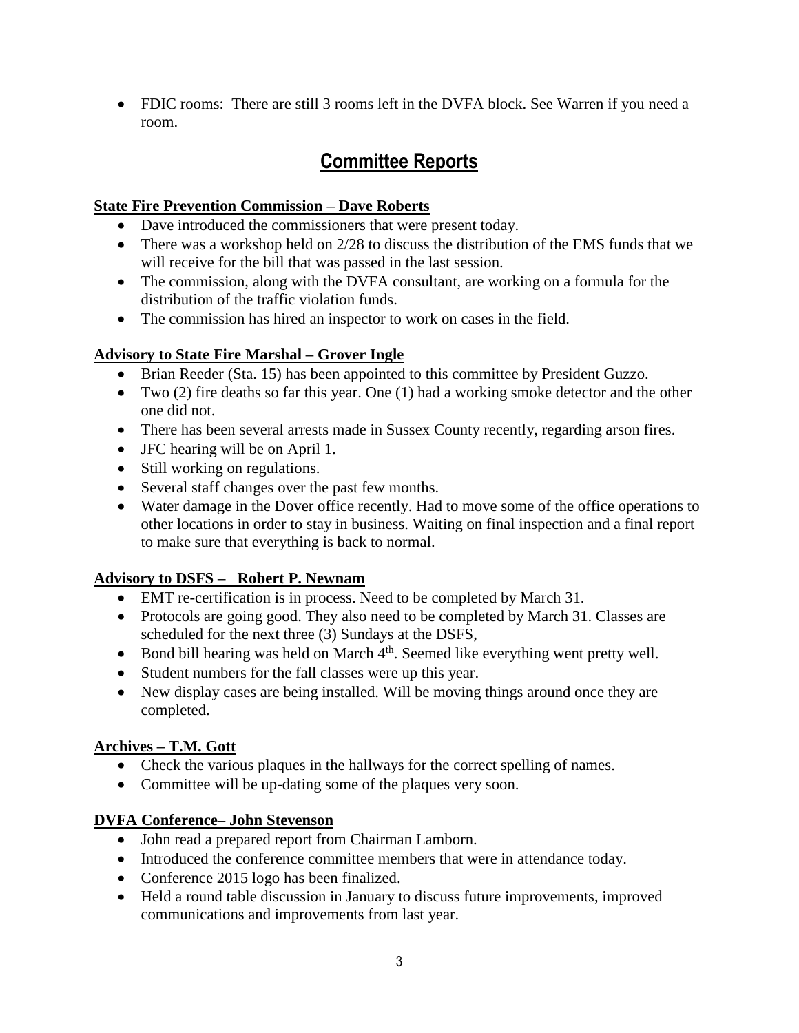- FDIC rooms: There are still 3 rooms left in the DVFA block. See Warren if you need a room.

## Committee Reports

**State Fire Prevention Commission – Dave Roberts**

- Dave introduced the commissioners that were present today.
- There was a workshop held on 2/28 to discuss the distribution of the EMS funds that we will receive for the bill that was passed in the last session.
- The commission, along with the DVFA consultant, are working on a formula for the distribution of the traffic violation funds.
- The commission has hired an inspector to work on cases in the field.

**Advisory to State Fire Marshal – Grover Ingle**

- Brian Reeder (Sta. 15) has been appointed to this committee by President Guzzo.
- Two (2) fire deaths so far this year. One (1) had a working smoke detector and the other one did not.
- There has been several arrests made in Sussex County recently, regarding arson fires.
- JFC hearing will be on April 1.
- Still working on regulations.
- Several staff changes over the past few months.
- Water damage in the Dover office recently. Had to move some of the office operations to other locations in order to stay in business. Waiting on final inspection and a final report to make sure that everything is back to normal.

**Advisory to DSFS – Robert P. Newnam**

- EMT re-certification is in process. Need to be completed by March 31.
- Protocols are going good. They also need to be completed by March 31. Classes are scheduled for the next three (3) Sundays at the DSFS,
- Bond bill hearing was held on March 4th. Seemed like everything went pretty well.
- Student numbers for the fall classes were up this year.
- New display cases are being installed. Will be moving things around once they are completed.

**Archives – T.M. Gott**

- Check the various plaques in the hallways for the correct spelling of names.
- Committee will be up-dating some of the plaques very soon.

**DVFA Conference– John Stevenson**

- John read a prepared report from Chairman Lamborn.
- Introduced the conference committee members that were in attendance today.
- Conference 2015 logo has been finalized.
- Held a round table discussion in January to discuss future improvements, improved communications and improvements from last year.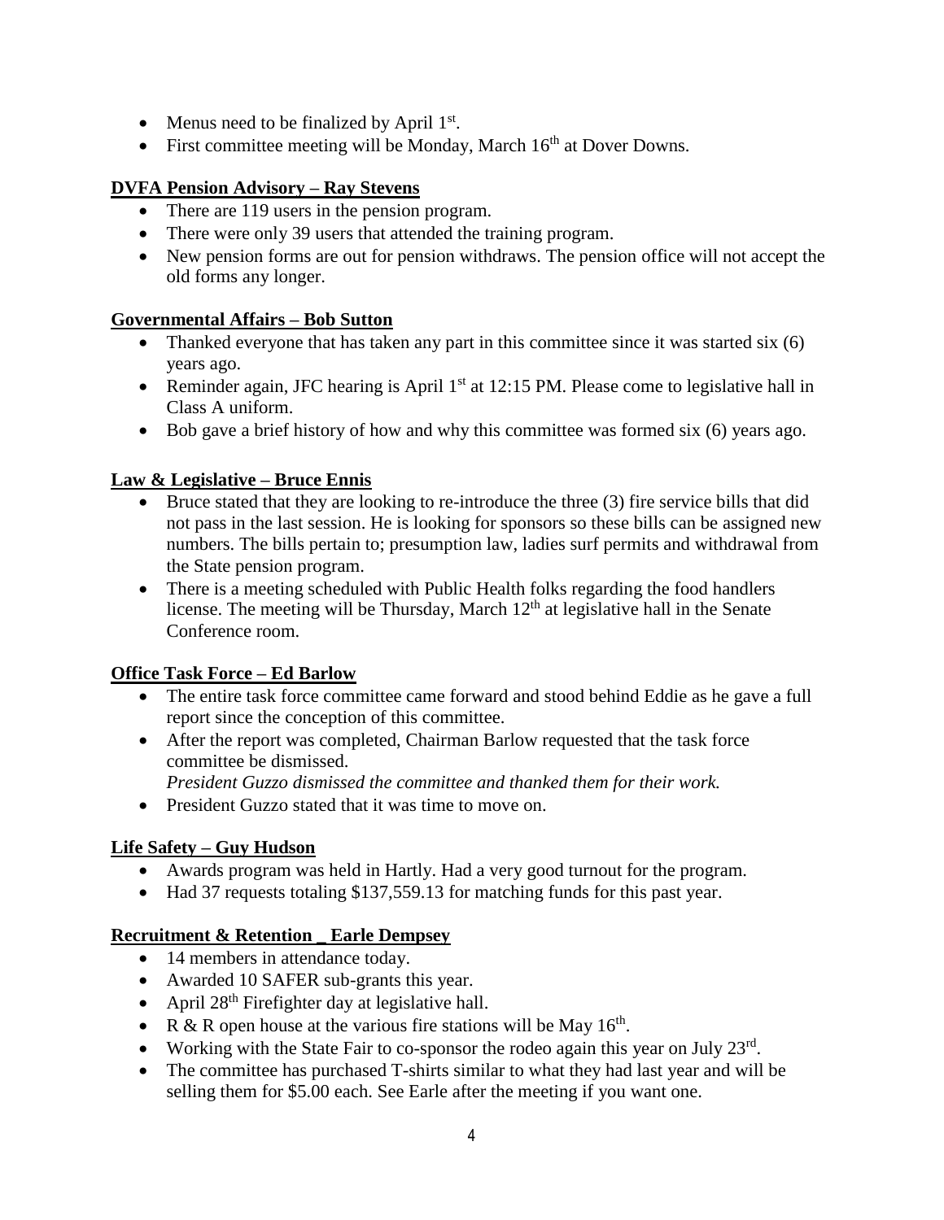- Menus need to be finalized by April 1st.
- First committee meeting will be Monday, March 16th at Dover Downs.

**DVFA Pension Advisory – Ray Stevens**

- There are 119 users in the pension program.
- There were only 39 users that attended the training program.
- New pension forms are out for pension withdraws. The pension office will not accept the old forms any longer.

**Governmental Affairs – Bob Sutton**

- Thanked everyone that has taken any part in this committee since it was started six (6) years ago.
- Reminder again, JFC hearing is April 1st at 12:15 PM. Please come to legislative hall in Class A uniform.
- Bob gave a brief history of how and why this committee was formed six (6) years ago.

**Law & Legislative – Bruce Ennis**

- Bruce stated that they are looking to re-introduce the three (3) fire service bills that did not pass in the last session. He is looking for sponsors so these bills can be assigned new numbers. The bills pertain to; presumption law, ladies surf permits and withdrawal from the State pension program.
- There is a meeting scheduled with Public Health folks regarding the food handlers license. The meeting will be Thursday, March 12th at legislative hall in the Senate Conference room.

**Office Task Force – Ed Barlow**

- The entire task force committee came forward and stood behind Eddie as he gave a full report since the conception of this committee.
- After the report was completed, Chairman Barlow requested that the task force committee be dismissed.
  *President Guzzo dismissed the committee and thanked them for their work.*
- President Guzzo stated that it was time to move on.

**Life Safety – Guy Hudson**

- Awards program was held in Hartly. Had a very good turnout for the program.
- Had 37 requests totaling $137,559.13 for matching funds for this past year.

**Recruitment & Retention _ Earle Dempsey**

- 14 members in attendance today.
- Awarded 10 SAFER sub-grants this year.
- April 28th Firefighter day at legislative hall.
- R & R open house at the various fire stations will be May 16th.
- Working with the State Fair to co-sponsor the rodeo again this year on July 23rd.
- The committee has purchased T-shirts similar to what they had last year and will be selling them for $5.00 each. See Earle after the meeting if you want one.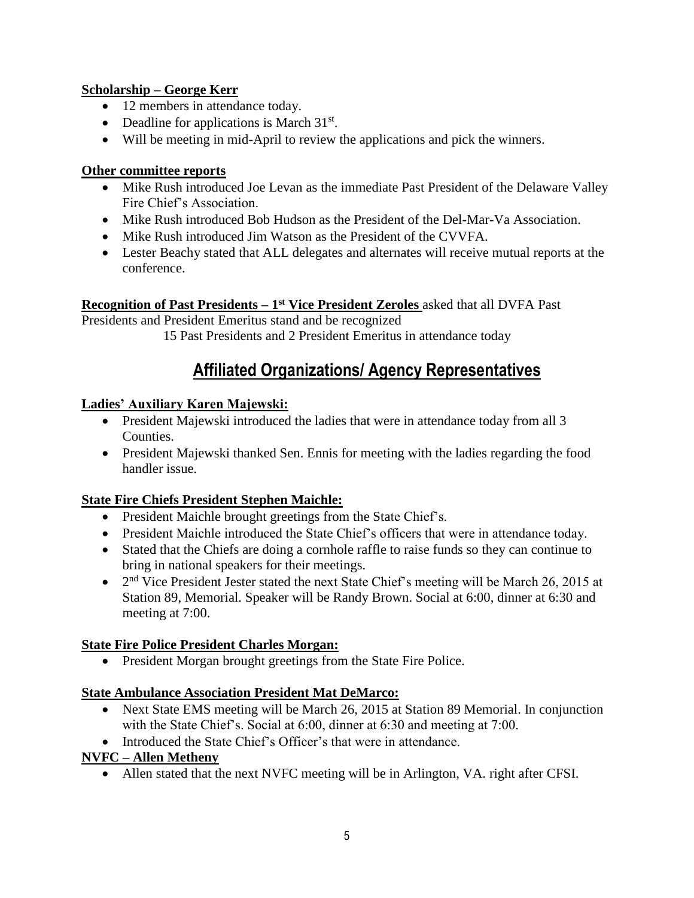**Scholarship – George Kerr**

- 12 members in attendance today.
- Deadline for applications is March 31st.
- Will be meeting in mid-April to review the applications and pick the winners.

**Other committee reports**

- Mike Rush introduced Joe Levan as the immediate Past President of the Delaware Valley Fire Chief's Association.
- Mike Rush introduced Bob Hudson as the President of the Del-Mar-Va Association.
- Mike Rush introduced Jim Watson as the President of the CVVFA.
- Lester Beachy stated that ALL delegates and alternates will receive mutual reports at the conference.

**Recognition of Past Presidents – 1st Vice President Zeroles** asked that all DVFA Past Presidents and President Emeritus stand and be recognized

15 Past Presidents and 2 President Emeritus in attendance today

## Affiliated Organizations/ Agency Representatives

**Ladies' Auxiliary Karen Majewski:**

- President Majewski introduced the ladies that were in attendance today from all 3 Counties.
- President Majewski thanked Sen. Ennis for meeting with the ladies regarding the food handler issue.

**State Fire Chiefs President Stephen Maichle:**

- President Maichle brought greetings from the State Chief's.
- President Maichle introduced the State Chief's officers that were in attendance today.
- Stated that the Chiefs are doing a cornhole raffle to raise funds so they can continue to bring in national speakers for their meetings.
- 2nd Vice President Jester stated the next State Chief's meeting will be March 26, 2015 at Station 89, Memorial. Speaker will be Randy Brown. Social at 6:00, dinner at 6:30 and meeting at 7:00.

**State Fire Police President Charles Morgan:**

- President Morgan brought greetings from the State Fire Police.

**State Ambulance Association President Mat DeMarco:**

- Next State EMS meeting will be March 26, 2015 at Station 89 Memorial. In conjunction with the State Chief's. Social at 6:00, dinner at 6:30 and meeting at 7:00.
- Introduced the State Chief's Officer's that were in attendance.

**NVFC – Allen Metheny**

- Allen stated that the next NVFC meeting will be in Arlington, VA. right after CFSI.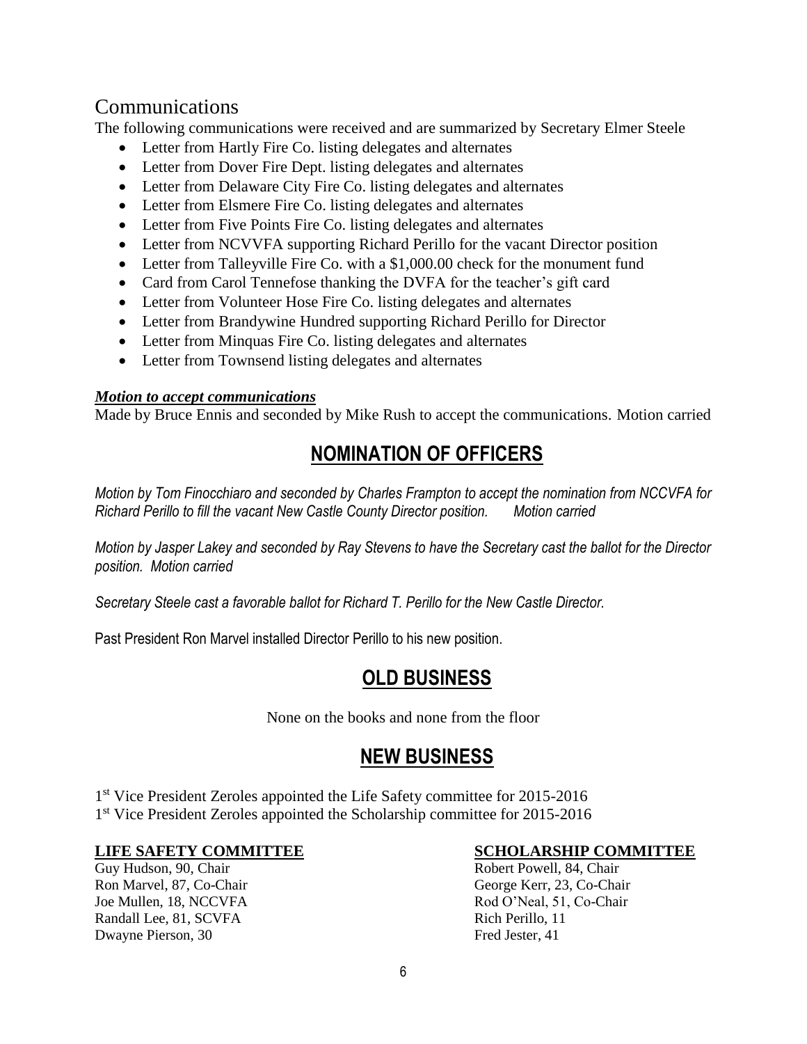## Communications

The following communications were received and are summarized by Secretary Elmer Steele

- Letter from Hartly Fire Co. listing delegates and alternates
- Letter from Dover Fire Dept. listing delegates and alternates
- Letter from Delaware City Fire Co. listing delegates and alternates
- Letter from Elsmere Fire Co. listing delegates and alternates
- Letter from Five Points Fire Co. listing delegates and alternates
- Letter from NCVVFA supporting Richard Perillo for the vacant Director position
- Letter from Talleyville Fire Co. with a $1,000.00 check for the monument fund
- Card from Carol Tennefose thanking the DVFA for the teacher's gift card
- Letter from Volunteer Hose Fire Co. listing delegates and alternates
- Letter from Brandywine Hundred supporting Richard Perillo for Director
- Letter from Minquas Fire Co. listing delegates and alternates
- Letter from Townsend listing delegates and alternates

***Motion to accept communications***

Made by Bruce Ennis and seconded by Mike Rush to accept the communications. Motion carried

## NOMINATION OF OFFICERS

*Motion by Tom Finocchiaro and seconded by Charles Frampton to accept the nomination from NCCVFA for Richard Perillo to fill the vacant New Castle County Director position. Motion carried*

*Motion by Jasper Lakey and seconded by Ray Stevens to have the Secretary cast the ballot for the Director position. Motion carried*

*Secretary Steele cast a favorable ballot for Richard T. Perillo for the New Castle Director.*

Past President Ron Marvel installed Director Perillo to his new position.

## OLD BUSINESS

None on the books and none from the floor

## NEW BUSINESS

1st Vice President Zeroles appointed the Life Safety committee for 2015-2016
1st Vice President Zeroles appointed the Scholarship committee for 2015-2016

**LIFE SAFETY COMMITTEE**

Guy Hudson, 90, Chair
Ron Marvel, 87, Co-Chair
Joe Mullen, 18, NCCVFA
Randall Lee, 81, SCVFA
Dwayne Pierson, 30

**SCHOLARSHIP COMMITTEE**

Robert Powell, 84, Chair
George Kerr, 23, Co-Chair
Rod O'Neal, 51, Co-Chair
Rich Perillo, 11
Fred Jester, 41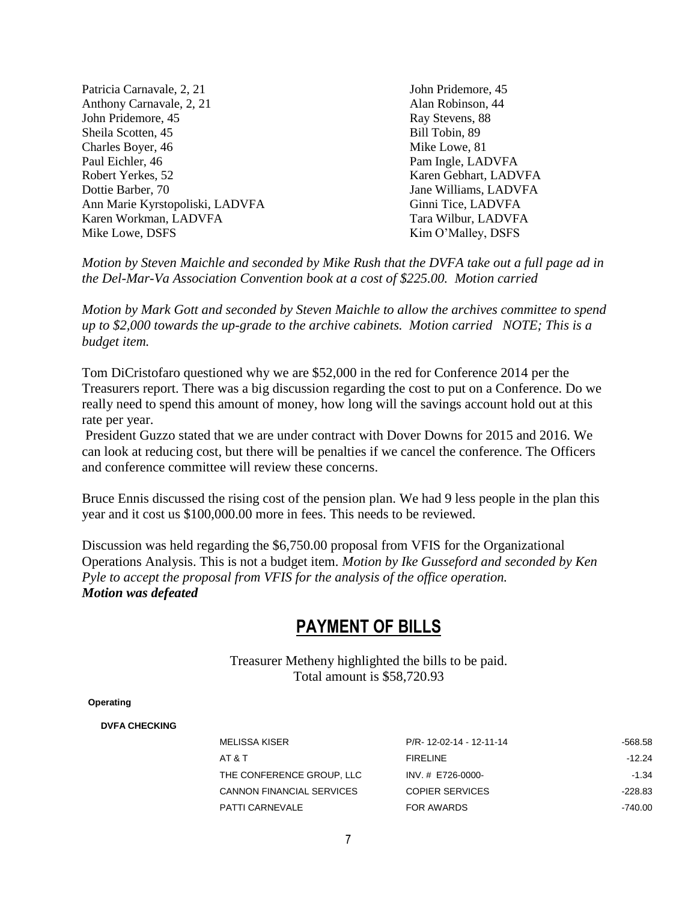Patricia Carnavale, 2, 21
Anthony Carnavale, 2, 21
John Pridemore, 45
Sheila Scotten, 45
Charles Boyer, 46
Paul Eichler, 46
Robert Yerkes, 52
Dottie Barber, 70
Ann Marie Kyrstopoliski, LADVFA
Karen Workman, LADVFA
Mike Lowe, DSFS
John Pridemore, 45
Alan Robinson, 44
Ray Stevens, 88
Bill Tobin, 89
Mike Lowe, 81
Pam Ingle, LADVFA
Karen Gebhart, LADVFA
Jane Williams, LADVFA
Ginni Tice, LADVFA
Tara Wilbur, LADVFA
Kim O'Malley, DSFS

*Motion by Steven Maichle and seconded by Mike Rush that the DVFA take out a full page ad in the Del-Mar-Va Association Convention book at a cost of $225.00. Motion carried*

*Motion by Mark Gott and seconded by Steven Maichle to allow the archives committee to spend up to $2,000 towards the up-grade to the archive cabinets. Motion carried NOTE; This is a budget item.*

Tom DiCristofaro questioned why we are $52,000 in the red for Conference 2014 per the Treasurers report. There was a big discussion regarding the cost to put on a Conference. Do we really need to spend this amount of money, how long will the savings account hold out at this rate per year.

President Guzzo stated that we are under contract with Dover Downs for 2015 and 2016. We can look at reducing cost, but there will be penalties if we cancel the conference. The Officers and conference committee will review these concerns.

Bruce Ennis discussed the rising cost of the pension plan. We had 9 less people in the plan this year and it cost us $100,000.00 more in fees. This needs to be reviewed.

Discussion was held regarding the $6,750.00 proposal from VFIS for the Organizational Operations Analysis. This is not a budget item. *Motion by Ike Gusseford and seconded by Ken Pyle to accept the proposal from VFIS for the analysis of the office operation.*
***Motion was defeated***

## PAYMENT OF BILLS

Treasurer Metheny highlighted the bills to be paid.
Total amount is $58,720.93

**Operating**

**DVFA CHECKING**

| | | |
|---|---|---|
| MELISSA KISER | P/R- 12-02-14 - 12-11-14 | -568.58 |
| AT & T | FIRELINE | -12.24 |
| THE CONFERENCE GROUP, LLC | INV. # E726-0000- | -1.34 |
| CANNON FINANCIAL SERVICES | COPIER SERVICES | -228.83 |
| PATTI CARNEVALE | FOR AWARDS | -740.00 |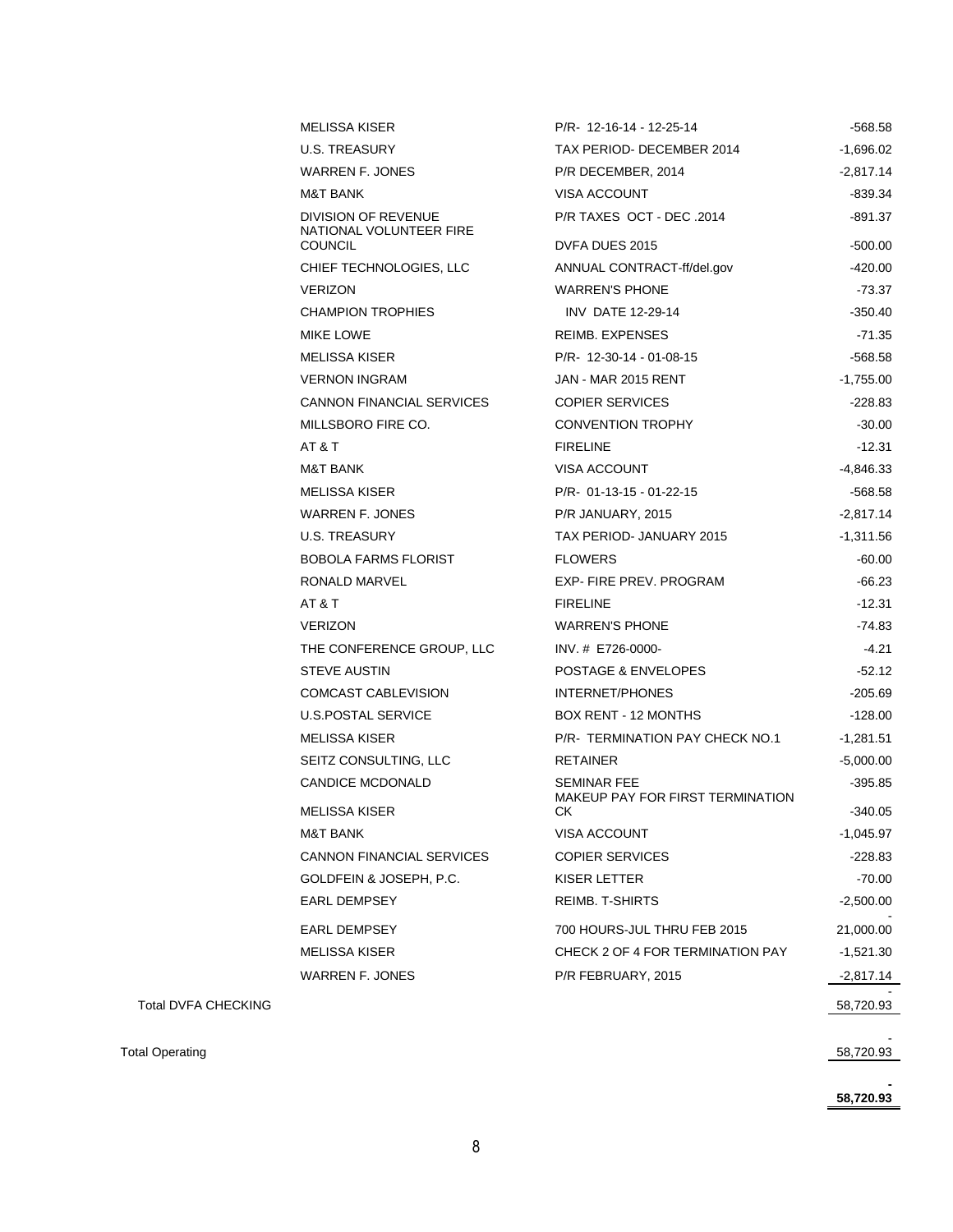| | Name | Memo | Amount |
|---|---|---|---|
| | MELISSA KISER | P/R- 12-16-14 - 12-25-14 | -568.58 |
| | U.S. TREASURY | TAX PERIOD- DECEMBER 2014 | -1,696.02 |
| | WARREN F. JONES | P/R DECEMBER, 2014 | -2,817.14 |
| | M&T BANK | VISA ACCOUNT | -839.34 |
| | DIVISION OF REVENUE | P/R TAXES OCT - DEC .2014 | -891.37 |
| | NATIONAL VOLUNTEER FIRE COUNCIL | DVFA DUES 2015 | -500.00 |
| | CHIEF TECHNOLOGIES, LLC | ANNUAL CONTRACT-ff/del.gov | -420.00 |
| | VERIZON | WARREN'S PHONE | -73.37 |
| | CHAMPION TROPHIES | INV DATE 12-29-14 | -350.40 |
| | MIKE LOWE | REIMB. EXPENSES | -71.35 |
| | MELISSA KISER | P/R- 12-30-14 - 01-08-15 | -568.58 |
| | VERNON INGRAM | JAN - MAR 2015 RENT | -1,755.00 |
| | CANNON FINANCIAL SERVICES | COPIER SERVICES | -228.83 |
| | MILLSBORO FIRE CO. | CONVENTION TROPHY | -30.00 |
| | AT & T | FIRELINE | -12.31 |
| | M&T BANK | VISA ACCOUNT | -4,846.33 |
| | MELISSA KISER | P/R- 01-13-15 - 01-22-15 | -568.58 |
| | WARREN F. JONES | P/R JANUARY, 2015 | -2,817.14 |
| | U.S. TREASURY | TAX PERIOD- JANUARY 2015 | -1,311.56 |
| | BOBOLA FARMS FLORIST | FLOWERS | -60.00 |
| | RONALD MARVEL | EXP- FIRE PREV. PROGRAM | -66.23 |
| | AT & T | FIRELINE | -12.31 |
| | VERIZON | WARREN'S PHONE | -74.83 |
| | THE CONFERENCE GROUP, LLC | INV. # E726-0000- | -4.21 |
| | STEVE AUSTIN | POSTAGE & ENVELOPES | -52.12 |
| | COMCAST CABLEVISION | INTERNET/PHONES | -205.69 |
| | U.S.POSTAL SERVICE | BOX RENT - 12 MONTHS | -128.00 |
| | MELISSA KISER | P/R- TERMINATION PAY CHECK NO.1 | -1,281.51 |
| | SEITZ CONSULTING, LLC | RETAINER | -5,000.00 |
| | CANDICE MCDONALD | SEMINAR FEE | -395.85 |
| | MELISSA KISER | MAKEUP PAY FOR FIRST TERMINATION CK | -340.05 |
| | M&T BANK | VISA ACCOUNT | -1,045.97 |
| | CANNON FINANCIAL SERVICES | COPIER SERVICES | -228.83 |
| | GOLDFEIN & JOSEPH, P.C. | KISER LETTER | -70.00 |
| | EARL DEMPSEY | REIMB. T-SHIRTS | -2,500.00 |
| | EARL DEMPSEY | 700 HOURS-JUL THRU FEB 2015 | -21,000.00 |
| | MELISSA KISER | CHECK 2 OF 4 FOR TERMINATION PAY | -1,521.30 |
| | WARREN F. JONES | P/R FEBRUARY, 2015 | -2,817.14 |
| Total DVFA CHECKING | | | -58,720.93 |
| Total Operating | | | -58,720.93 |
| | | | **-58,720.93** |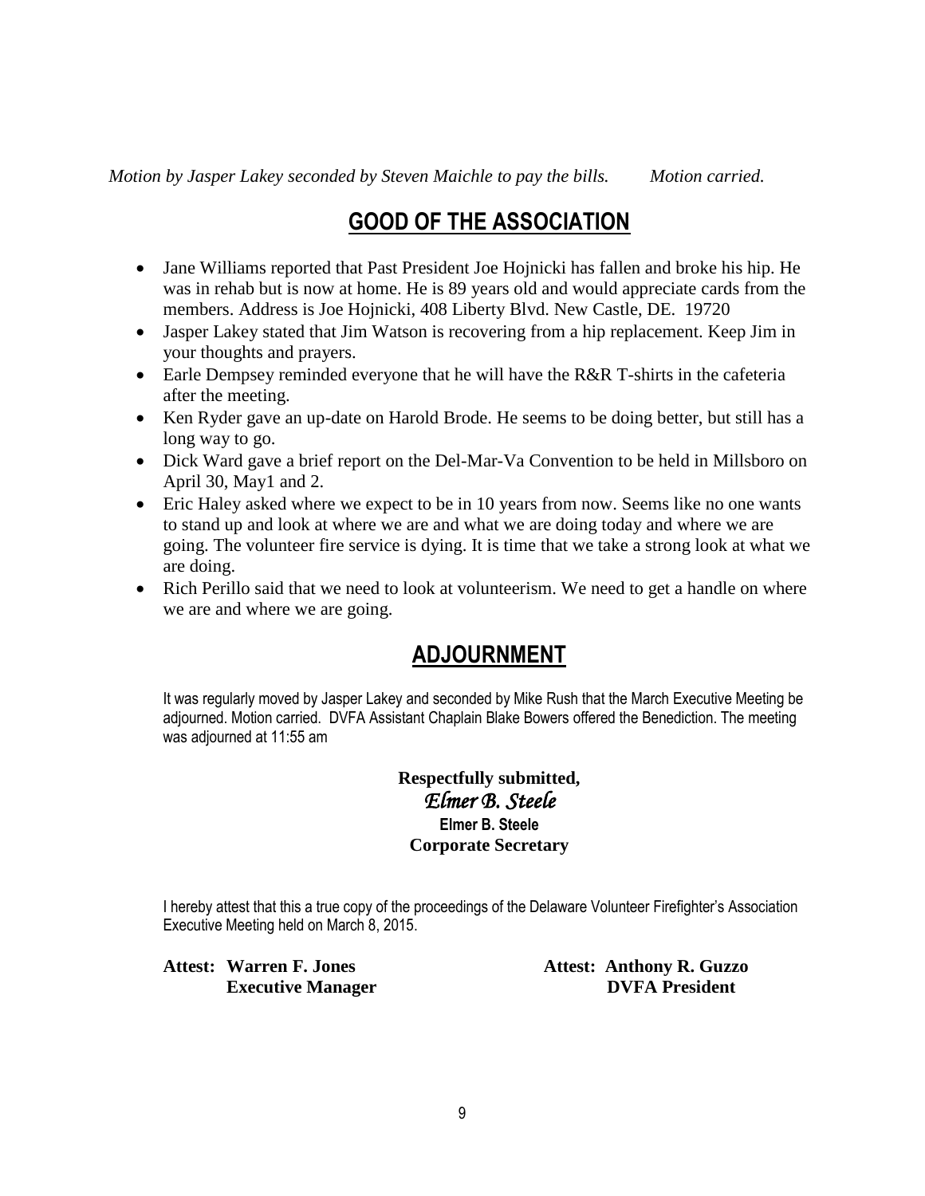*Motion by Jasper Lakey seconded by Steven Maichle to pay the bills.  Motion carried.*

## GOOD OF THE ASSOCIATION

- Jane Williams reported that Past President Joe Hojnicki has fallen and broke his hip. He was in rehab but is now at home. He is 89 years old and would appreciate cards from the members. Address is Joe Hojnicki, 408 Liberty Blvd. New Castle, DE. 19720
- Jasper Lakey stated that Jim Watson is recovering from a hip replacement. Keep Jim in your thoughts and prayers.
- Earle Dempsey reminded everyone that he will have the R&R T-shirts in the cafeteria after the meeting.
- Ken Ryder gave an up-date on Harold Brode. He seems to be doing better, but still has a long way to go.
- Dick Ward gave a brief report on the Del-Mar-Va Convention to be held in Millsboro on April 30, May1 and 2.
- Eric Haley asked where we expect to be in 10 years from now. Seems like no one wants to stand up and look at where we are and what we are doing today and where we are going. The volunteer fire service is dying. It is time that we take a strong look at what we are doing.
- Rich Perillo said that we need to look at volunteerism. We need to get a handle on where we are and where we are going.

## ADJOURNMENT

It was regularly moved by Jasper Lakey and seconded by Mike Rush that the March Executive Meeting be adjourned. Motion carried. DVFA Assistant Chaplain Blake Bowers offered the Benediction. The meeting was adjourned at 11:55 am

**Respectfully submitted,**
*Elmer B. Steele*
**Elmer B. Steele**
**Corporate Secretary**

I hereby attest that this a true copy of the proceedings of the Delaware Volunteer Firefighter's Association Executive Meeting held on March 8, 2015.

**Attest: Warren F. Jones**
**Executive Manager**

**Attest: Anthony R. Guzzo**
**DVFA President**